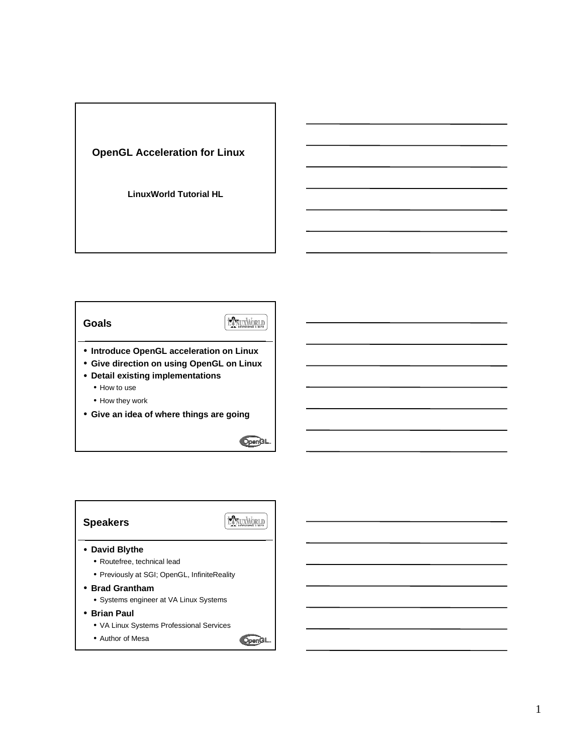# OpenGL Acceleration for Linux

**LinuxWorld Tutorial HL**

## Goals

- **Introduce OpenGL acceleration on Linux**
- **Give direction on using OpenGL on Linux**
- **Detail existing implementations**
  - How to use
  - How they work
- **Give an idea of where things are going**

## Speakers

- **David Blythe**
  - Routefree, technical lead
  - Previously at SGI; OpenGL, InfiniteReality
- **Brad Grantham**
  - Systems engineer at VA Linux Systems
- **Brian Paul**
  - VA Linux Systems Professional Services
  - Author of Mesa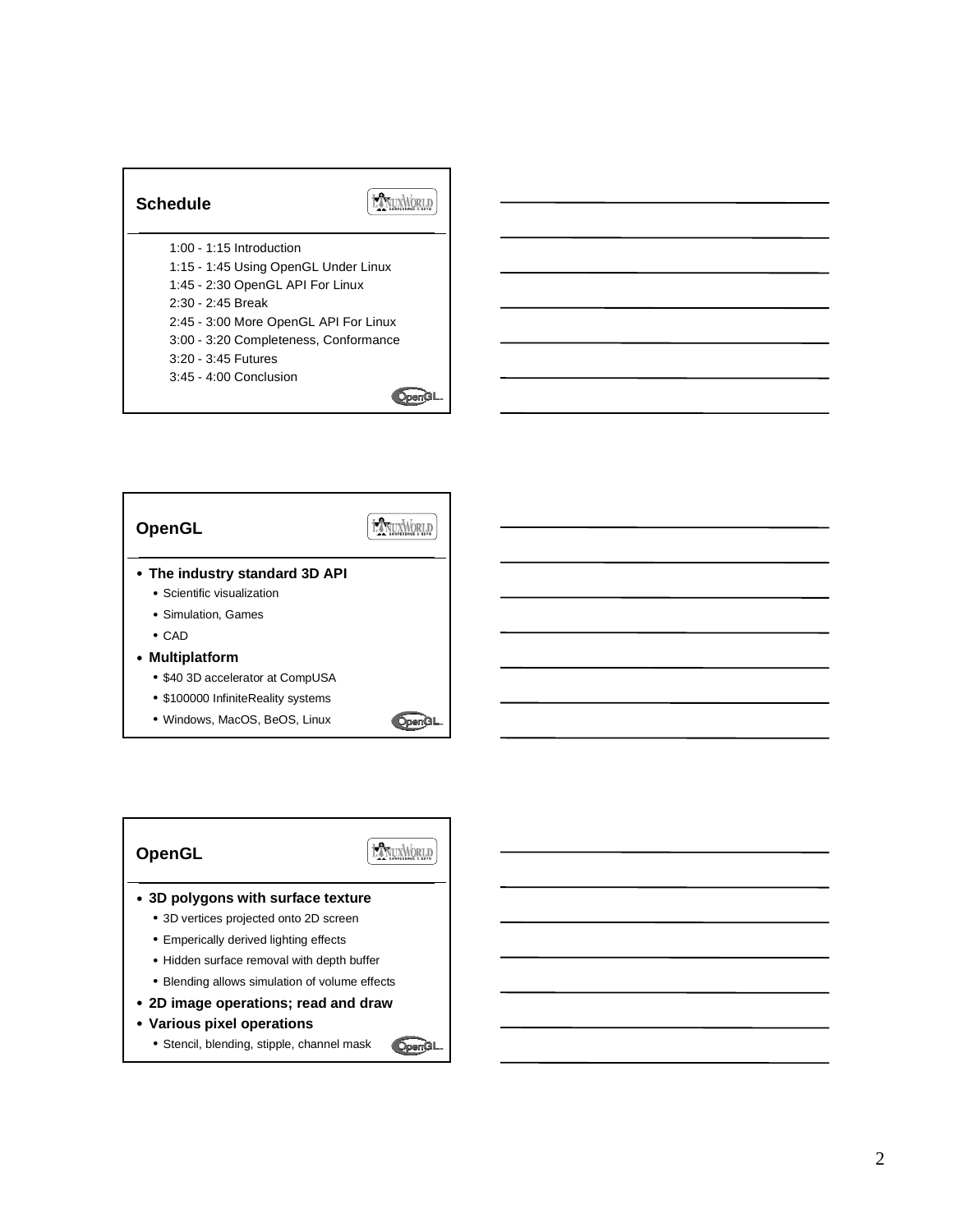## Schedule

- 1:00 - 1:15 Introduction
- 1:15 - 1:45 Using OpenGL Under Linux
- 1:45 - 2:30 OpenGL API For Linux
- 2:30 - 2:45 Break
- 2:45 - 3:00 More OpenGL API For Linux
- 3:00 - 3:20 Completeness, Conformance
- 3:20 - 3:45 Futures
- 3:45 - 4:00 Conclusion

## OpenGL

- **The industry standard 3D API**
  - Scientific visualization
  - Simulation, Games
  - CAD
- **Multiplatform**
  - $40 3D accelerator at CompUSA
  - $100000 InfiniteReality systems
  - Windows, MacOS, BeOS, Linux

## OpenGL

- **3D polygons with surface texture**
  - 3D vertices projected onto 2D screen
  - Emperically derived lighting effects
  - Hidden surface removal with depth buffer
  - Blending allows simulation of volume effects
- **2D image operations; read and draw**
- **Various pixel operations**
  - Stencil, blending, stipple, channel mask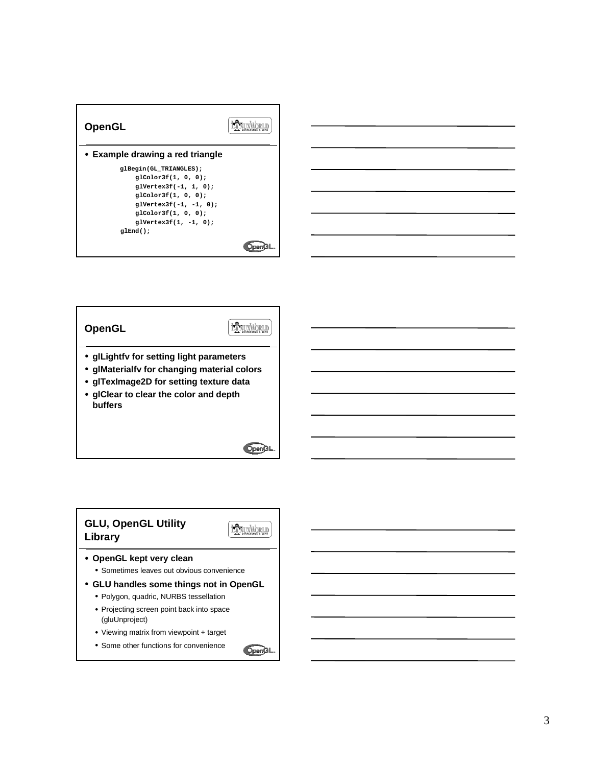## OpenGL

- **Example drawing a red triangle**

```
glBegin(GL_TRIANGLES);
    glColor3f(1, 0, 0);
    glVertex3f(-1, 1, 0);
    glColor3f(1, 0, 0);
    glVertex3f(-1, -1, 0);
    glColor3f(1, 0, 0);
    glVertex3f(1, -1, 0);
glEnd();
```

## OpenGL

- **glLightfv for setting light parameters**
- **glMaterialfv for changing material colors**
- **glTexImage2D for setting texture data**
- **glClear to clear the color and depth buffers**

## GLU, OpenGL Utility Library

- **OpenGL kept very clean**
  - Sometimes leaves out obvious convenience
- **GLU handles some things not in OpenGL**
  - Polygon, quadric, NURBS tessellation
  - Projecting screen point back into space (gluUnproject)
  - Viewing matrix from viewpoint + target
  - Some other functions for convenience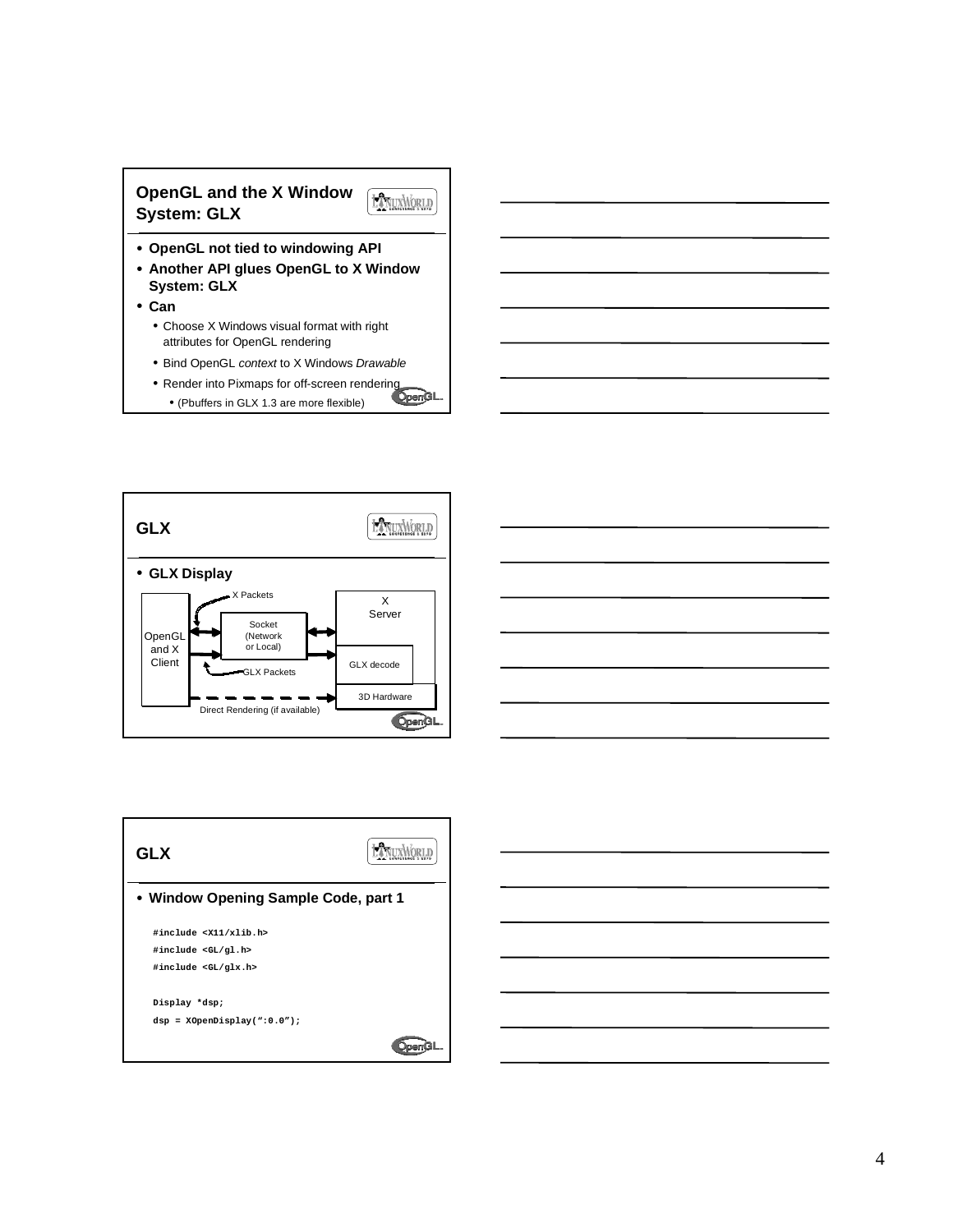## OpenGL and the X Window System: GLX

- **OpenGL not tied to windowing API**
- **Another API glues OpenGL to X Window System: GLX**
- **Can**
  - Choose X Windows visual format with right attributes for OpenGL rendering
  - Bind OpenGL *context* to X Windows *Drawable*
  - Render into Pixmaps for off-screen rendering
    - (Pbuffers in GLX 1.3 are more flexible)

## GLX

- **GLX Display**

OpenGL and X Client — X Packets / GLX Packets — Socket (Network or Local) — X Server — GLX decode — 3D Hardware

Direct Rendering (if available)

## GLX

- **Window Opening Sample Code, part 1**

```
#include <X11/xlib.h>
#include <GL/gl.h>
#include <GL/glx.h>

Display *dsp;
dsp = XOpenDisplay(":0.0");
```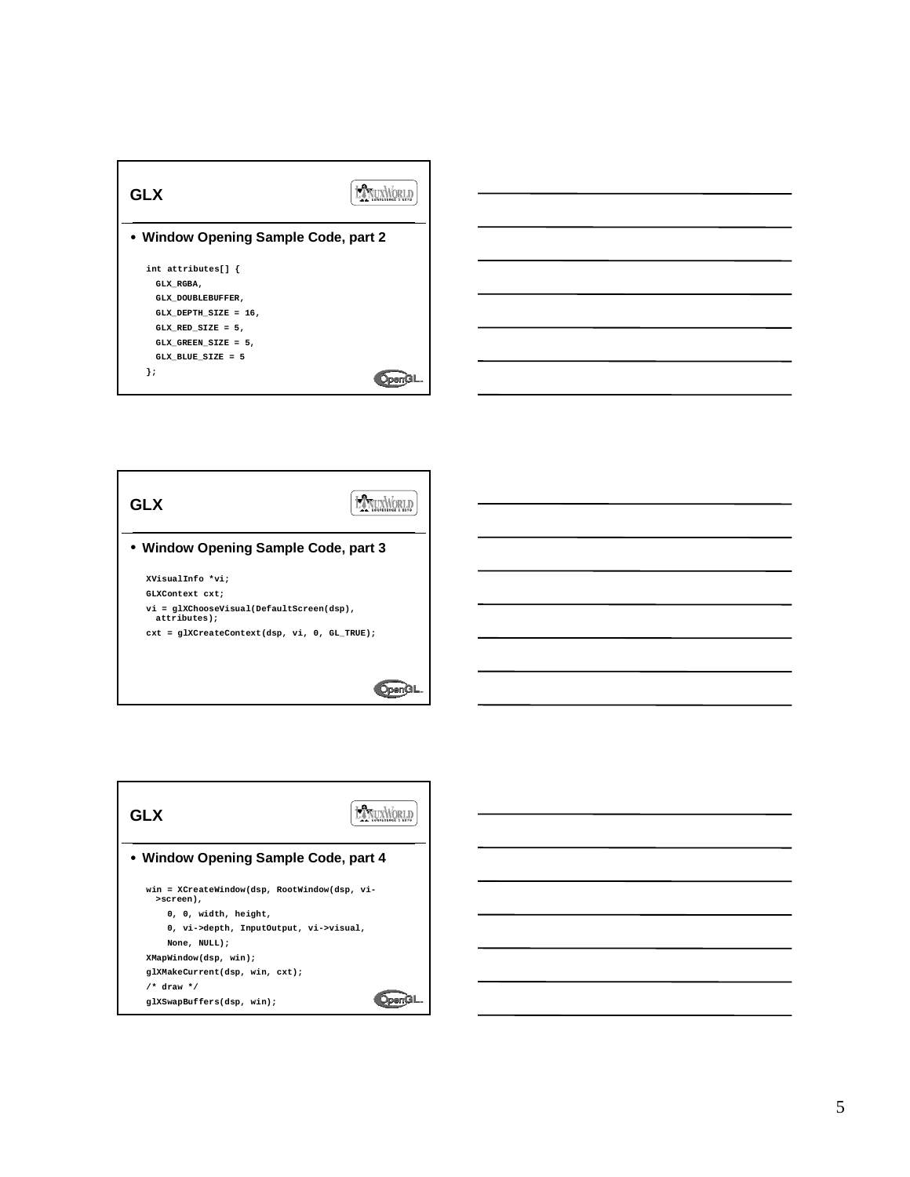## GLX

- **Window Opening Sample Code, part 2**

```
int attributes[] {
  GLX_RGBA,
  GLX_DOUBLEBUFFER,
  GLX_DEPTH_SIZE = 16,
  GLX_RED_SIZE = 5,
  GLX_GREEN_SIZE = 5,
  GLX_BLUE_SIZE = 5
};
```

## GLX

- **Window Opening Sample Code, part 3**

```
XVisualInfo *vi;
GLXContext cxt;
vi = glXChooseVisual(DefaultScreen(dsp),
  attributes);
cxt = glXCreateContext(dsp, vi, 0, GL_TRUE);
```

## GLX

- **Window Opening Sample Code, part 4**

```
win = XCreateWindow(dsp, RootWindow(dsp, vi-
  >screen),
    0, 0, width, height,
    0, vi->depth, InputOutput, vi->visual,
    None, NULL);
XMapWindow(dsp, win);
glXMakeCurrent(dsp, win, cxt);
/* draw */
glXSwapBuffers(dsp, win);
```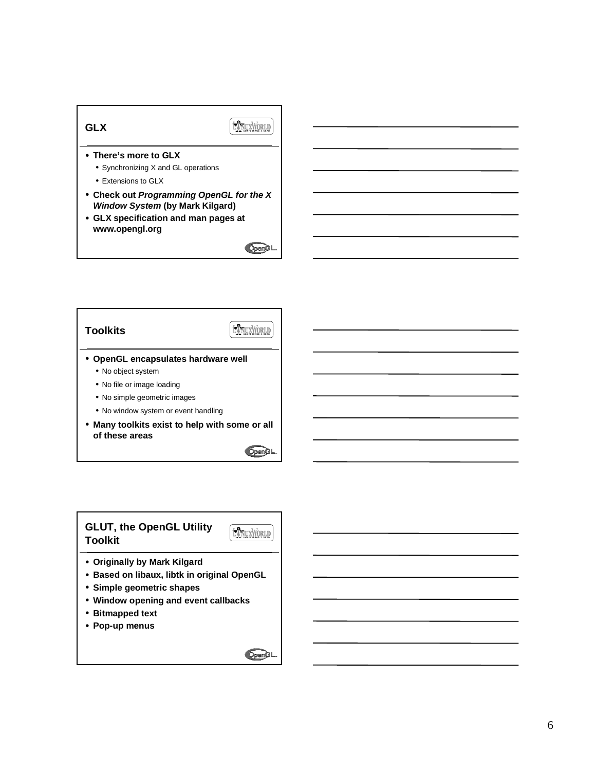## GLX

- **There's more to GLX**
  - Synchronizing X and GL operations
  - Extensions to GLX
- **Check out *Programming OpenGL for the X Window System* (by Mark Kilgard)**
- **GLX specification and man pages at www.opengl.org**

## Toolkits

- **OpenGL encapsulates hardware well**
  - No object system
  - No file or image loading
  - No simple geometric images
  - No window system or event handling
- **Many toolkits exist to help with some or all of these areas**

## GLUT, the OpenGL Utility Toolkit

- **Originally by Mark Kilgard**
- **Based on libaux, libtk in original OpenGL**
- **Simple geometric shapes**
- **Window opening and event callbacks**
- **Bitmapped text**
- **Pop-up menus**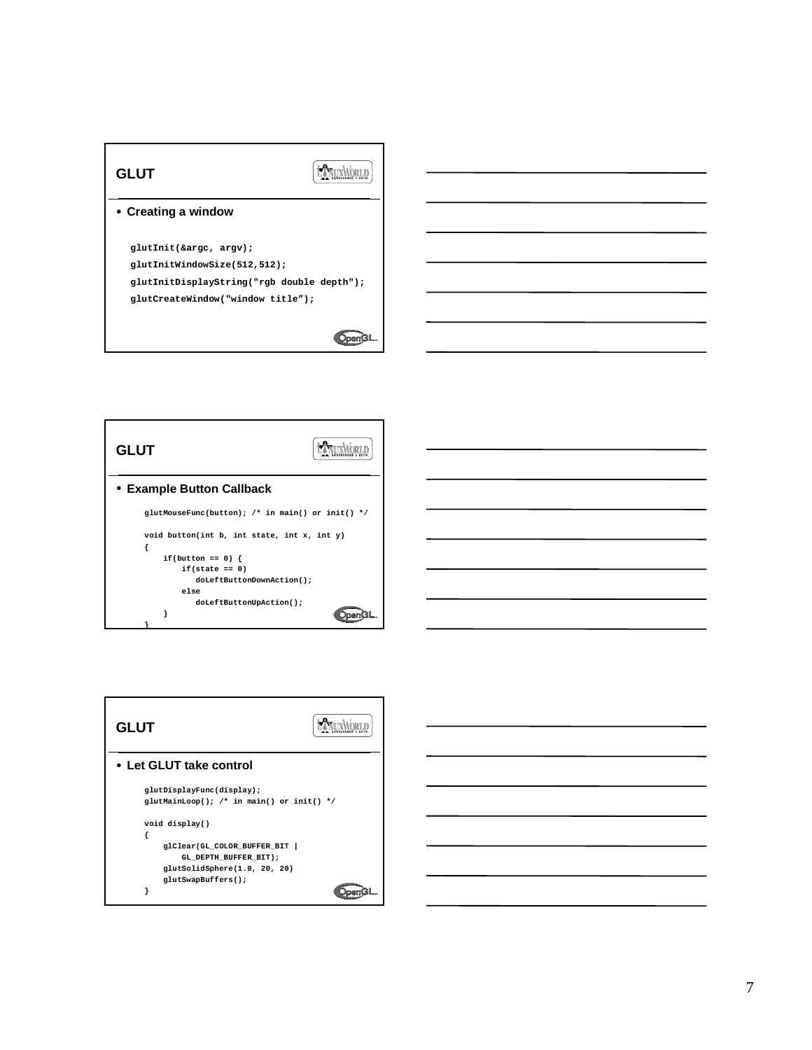## GLUT

- **Creating a window**

```
glutInit(&argc, argv);
glutInitWindowSize(512,512);
glutInitDisplayString("rgb double depth");
glutCreateWindow("window title");
```

## GLUT

- **Example Button Callback**

```
glutMouseFunc(button); /* in main() or init() */

void button(int b, int state, int x, int y)
{
    if(button == 0) {
        if(state == 0)
            doLeftButtonDownAction();
        else
            doLeftButtonUpAction();
    }
}
```

## GLUT

- **Let GLUT take control**

```
glutDisplayFunc(display);
glutMainLoop(); /* in main() or init() */

void display()
{
    glClear(GL_COLOR_BUFFER_BIT |
        GL_DEPTH_BUFFER_BIT);
    glutSolidSphere(1.0, 20, 20)
    glutSwapBuffers();
}
```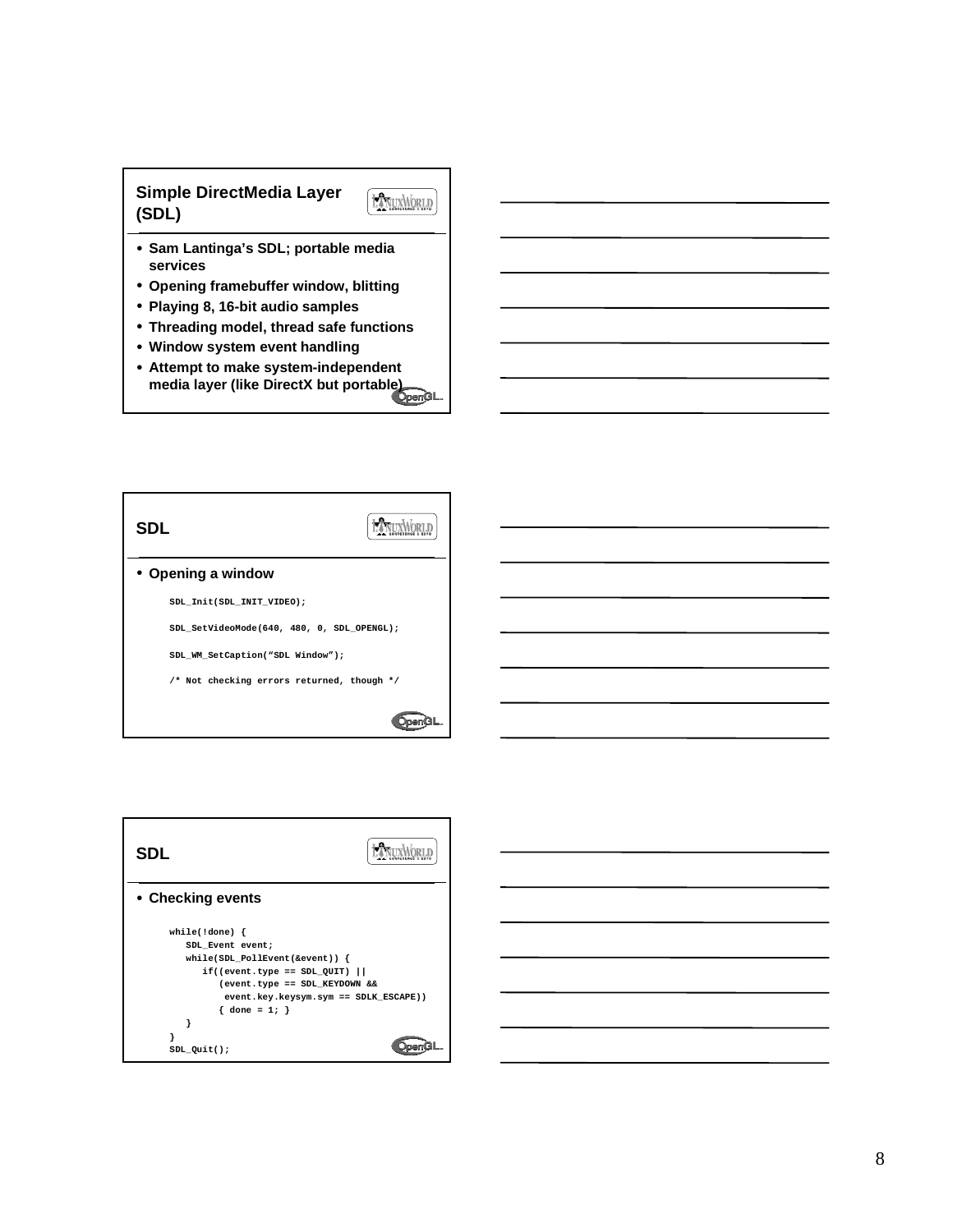## Simple DirectMedia Layer (SDL)

- Sam Lantinga's SDL; portable media services
- Opening framebuffer window, blitting
- Playing 8, 16-bit audio samples
- Threading model, thread safe functions
- Window system event handling
- Attempt to make system-independent media layer (like DirectX but portable)

## SDL

- Opening a window

```
SDL_Init(SDL_INIT_VIDEO);

SDL_SetVideoMode(640, 480, 0, SDL_OPENGL);

SDL_WM_SetCaption("SDL Window");

/* Not checking errors returned, though */
```

## SDL

- Checking events

```
while(!done) {
   SDL_Event event;
   while(SDL_PollEvent(&event)) {
      if((event.type == SDL_QUIT) ||
         (event.type == SDL_KEYDOWN &&
          event.key.keysym.sym == SDLK_ESCAPE))
         { done = 1; }
   }
}
SDL_Quit();
```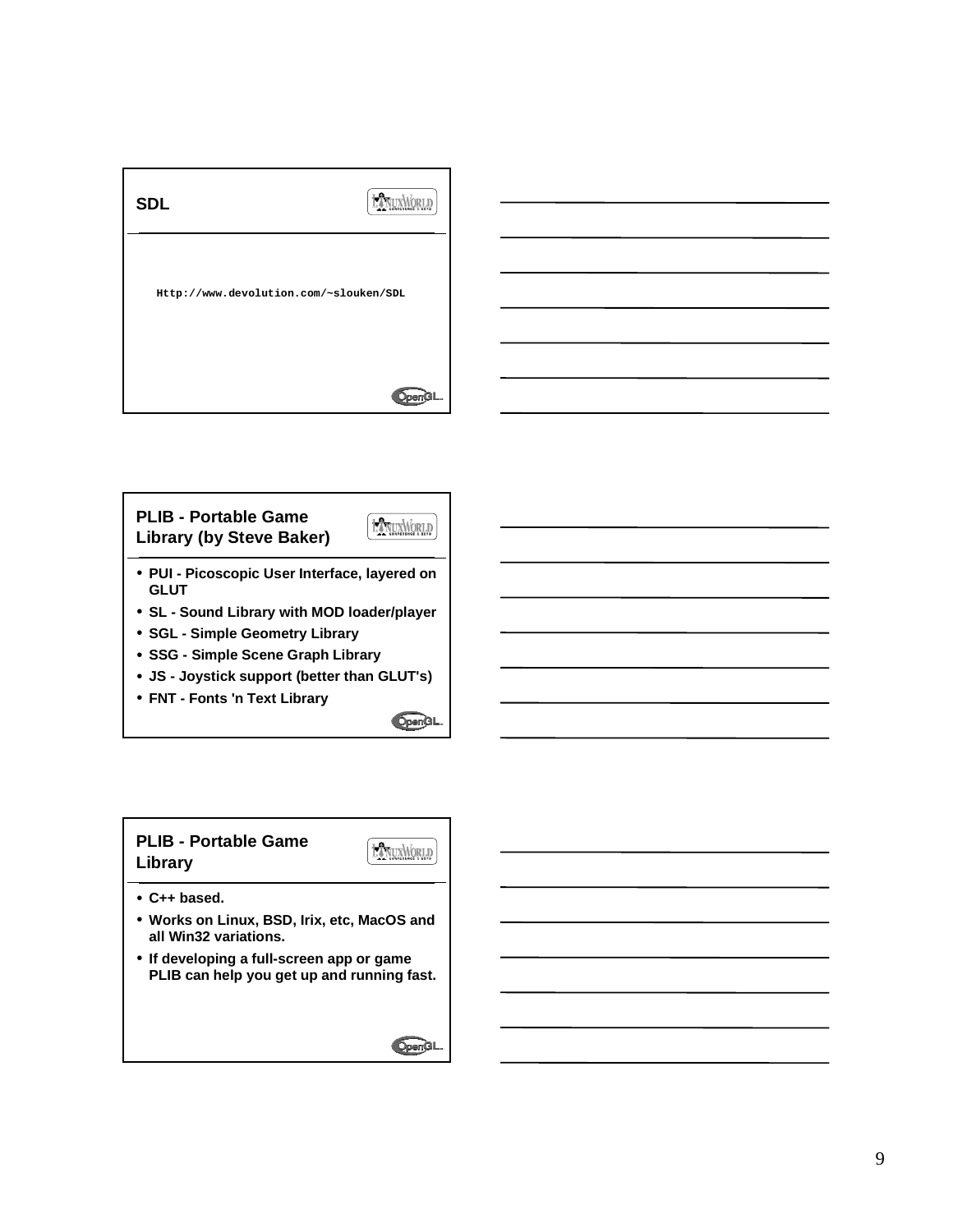## SDL

Http://www.devolution.com/~slouken/SDL

## PLIB - Portable Game Library (by Steve Baker)

- PUI - Picoscopic User Interface, layered on GLUT
- SL - Sound Library with MOD loader/player
- SGL - Simple Geometry Library
- SSG - Simple Scene Graph Library
- JS - Joystick support (better than GLUT's)
- FNT - Fonts 'n Text Library

## PLIB - Portable Game Library

- C++ based.
- Works on Linux, BSD, Irix, etc, MacOS and all Win32 variations.
- If developing a full-screen app or game PLIB can help you get up and running fast.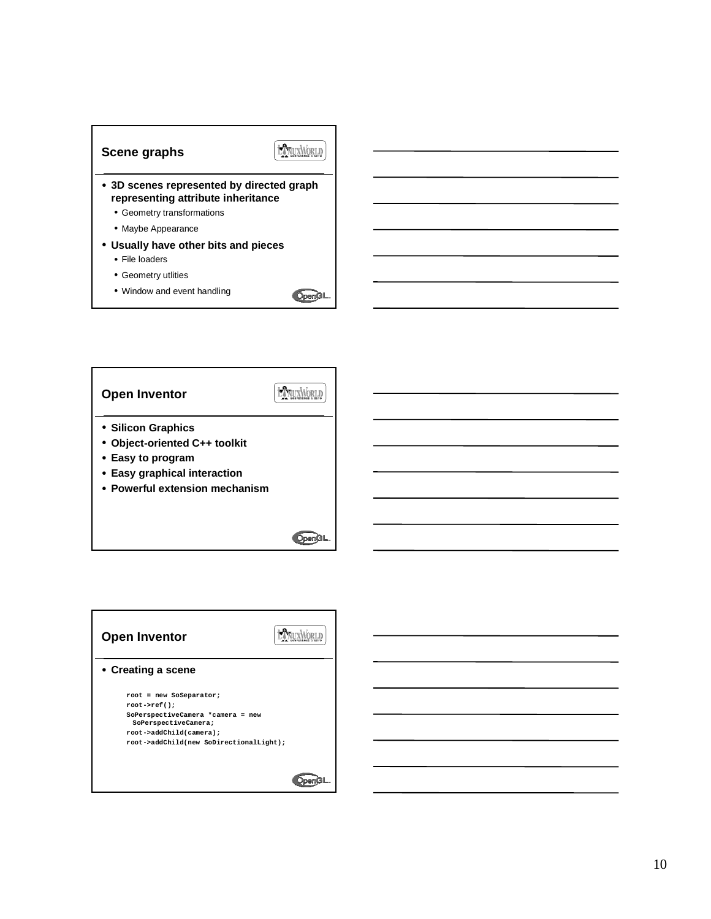## Scene graphs

- **3D scenes represented by directed graph representing attribute inheritance**
  - Geometry transformations
  - Maybe Appearance
- **Usually have other bits and pieces**
  - File loaders
  - Geometry utlities
  - Window and event handling

## Open Inventor

- **Silicon Graphics**
- **Object-oriented C++ toolkit**
- **Easy to program**
- **Easy graphical interaction**
- **Powerful extension mechanism**

## Open Inventor

- **Creating a scene**

```
root = new SoSeparator;
root->ref();
SoPerspectiveCamera *camera = new
  SoPerspectiveCamera;
root->addChild(camera);
root->addChild(new SoDirectionalLight);
```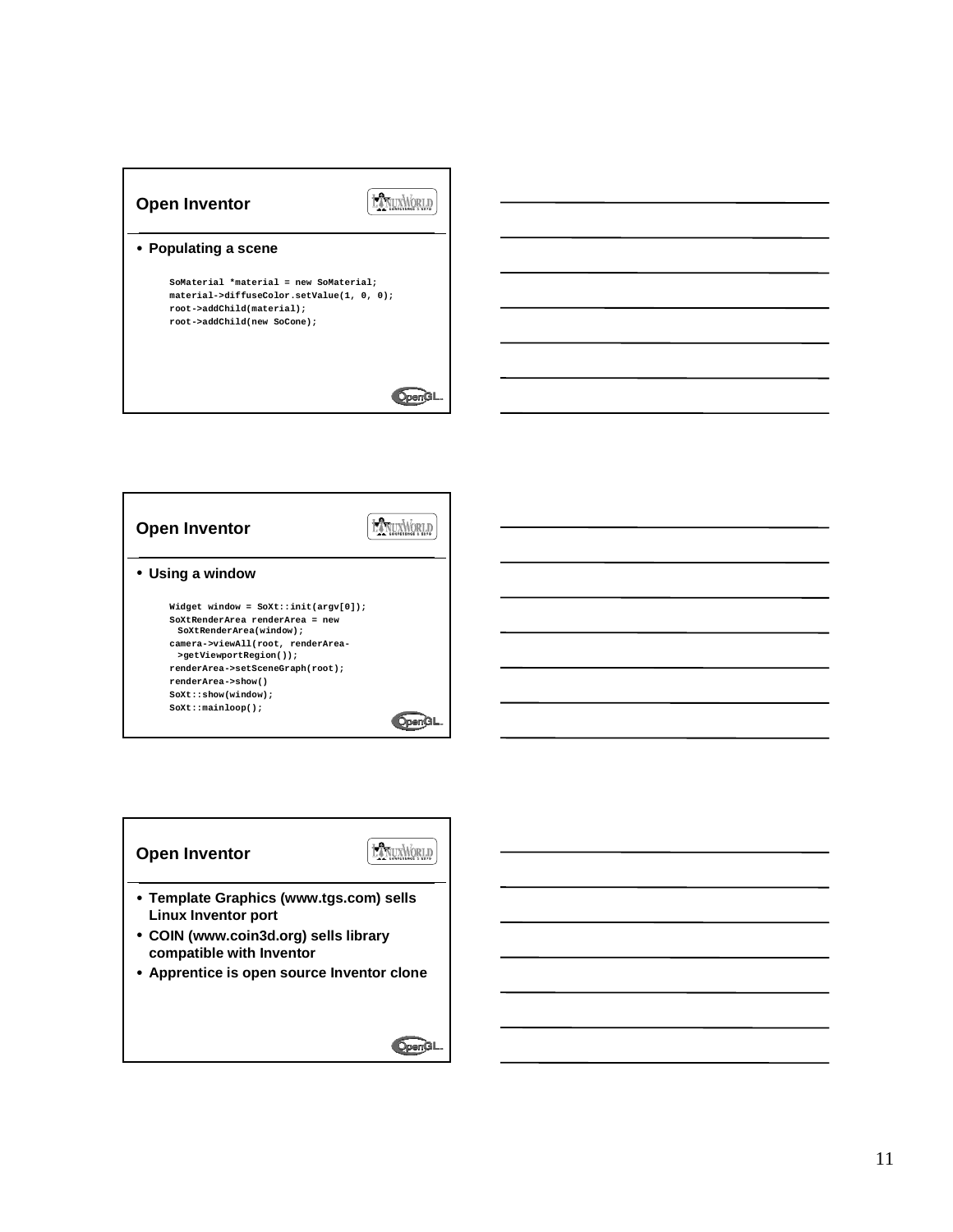## Open Inventor

- **Populating a scene**

```
SoMaterial *material = new SoMaterial;
material->diffuseColor.setValue(1, 0, 0);
root->addChild(material);
root->addChild(new SoCone);
```

## Open Inventor

- **Using a window**

```
Widget window = SoXt::init(argv[0]);
SoXtRenderArea renderArea = new
  SoXtRenderArea(window);
camera->viewAll(root, renderArea-
  >getViewportRegion());
renderArea->setSceneGraph(root);
renderArea->show()
SoXt::show(window);
SoXt::mainloop();
```

## Open Inventor

- **Template Graphics (www.tgs.com) sells Linux Inventor port**
- **COIN (www.coin3d.org) sells library compatible with Inventor**
- **Apprentice is open source Inventor clone**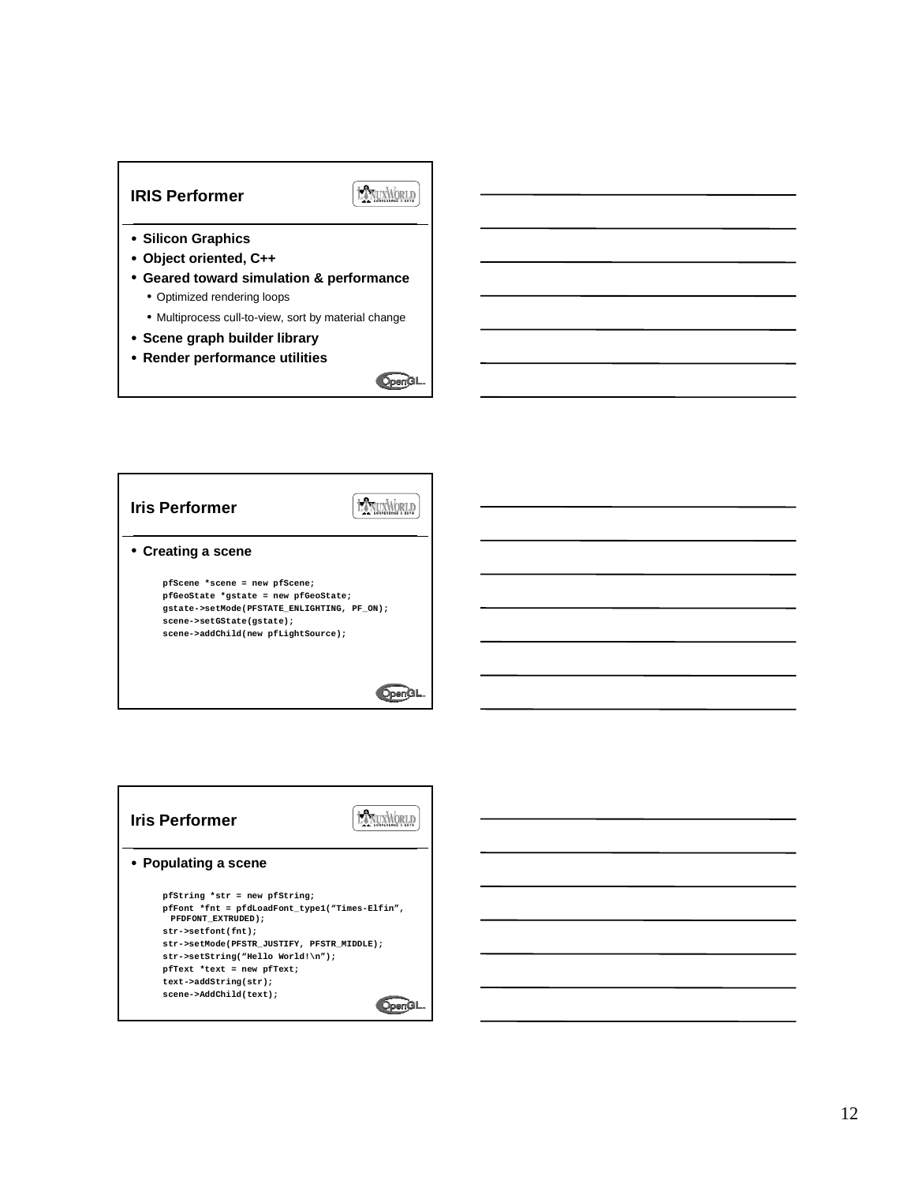## IRIS Performer

- **Silicon Graphics**
- **Object oriented, C++**
- **Geared toward simulation & performance**
  - Optimized rendering loops
  - Multiprocess cull-to-view, sort by material change
- **Scene graph builder library**
- **Render performance utilities**

## Iris Performer

- **Creating a scene**

```
pfScene *scene = new pfScene;
pfGeoState *gstate = new pfGeoState;
gstate->setMode(PFSTATE_ENLIGHTING, PF_ON);
scene->setGState(gstate);
scene->addChild(new pfLightSource);
```

## Iris Performer

- **Populating a scene**

```
pfString *str = new pfString;
pfFont *fnt = pfdLoadFont_type1("Times-Elfin",
  PFDFONT_EXTRUDED);
str->setfont(fnt);
str->setMode(PFSTR_JUSTIFY, PFSTR_MIDDLE);
str->setString("Hello World!\n");
pfText *text = new pfText;
text->addString(str);
scene->AddChild(text);
```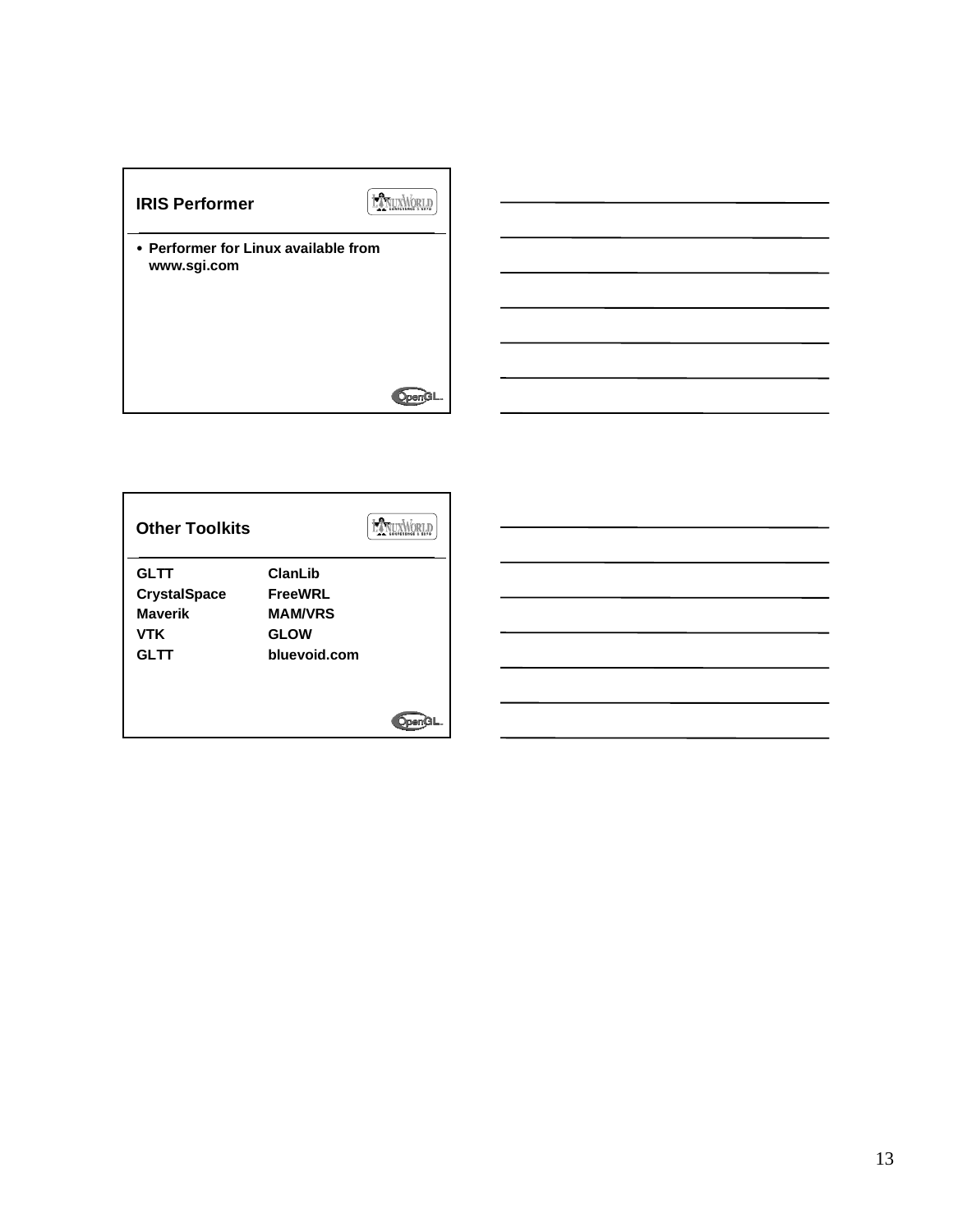## IRIS Performer

- Performer for Linux available from www.sgi.com

## Other Toolkits

| | |
|---|---|
| GLTT | ClanLib |
| CrystalSpace | FreeWRL |
| Maverik | MAM/VRS |
| VTK | GLOW |
| GLTT | bluevoid.com |